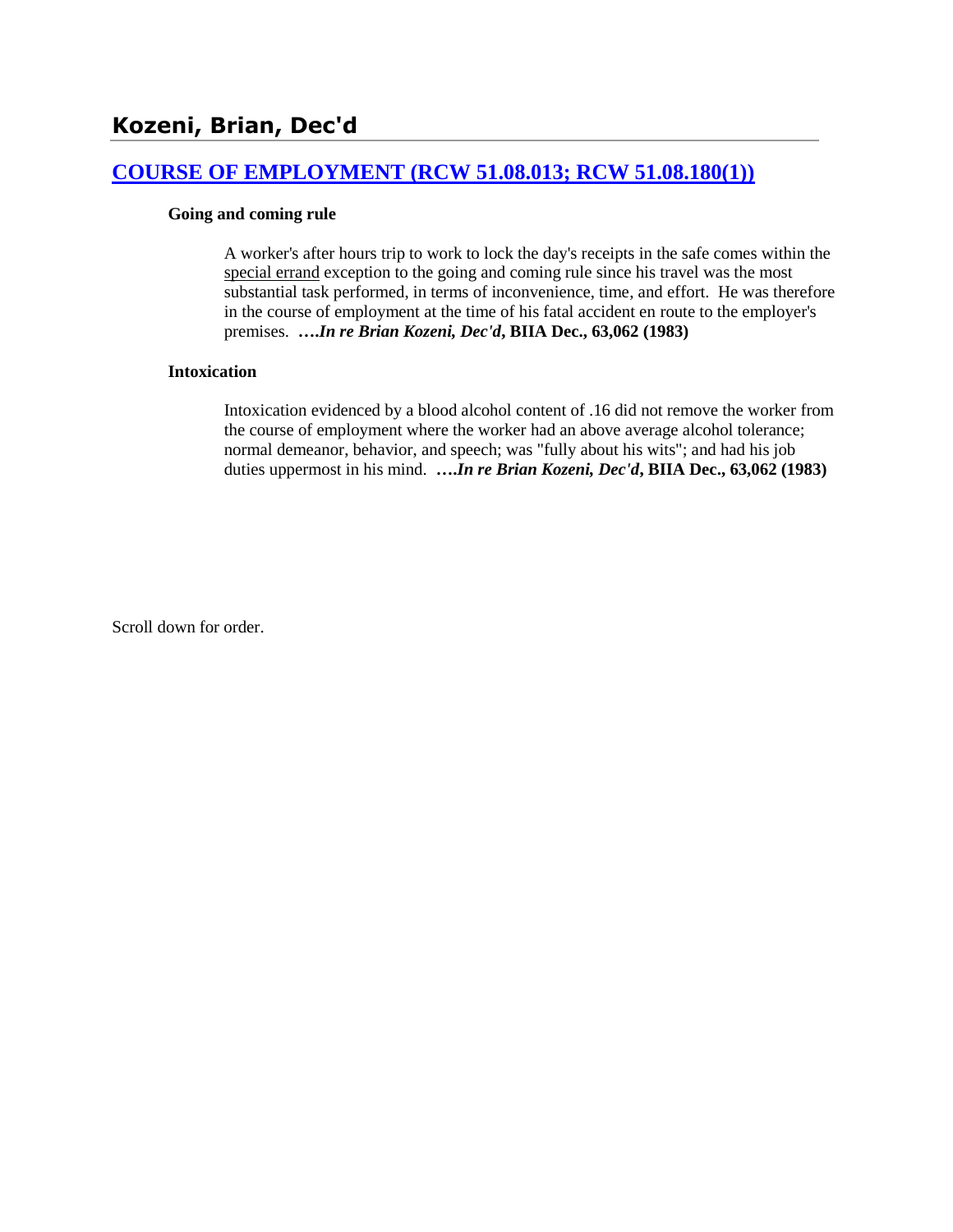# Kozeni, Brian, Dec'd

## [COURSE OF EMPLOYMENT (RCW 51.08.013; RCW 51.08.180(1))]

### Going and coming rule

A worker's after hours trip to work to lock the day's receipts in the safe comes within the special errand exception to the going and coming rule since his travel was the most substantial task performed, in terms of inconvenience, time, and effort. He was therefore in the course of employment at the time of his fatal accident en route to the employer's premises. ***….In re Brian Kozeni, Dec'd*, BIIA Dec., 63,062 (1983)**

### Intoxication

Intoxication evidenced by a blood alcohol content of .16 did not remove the worker from the course of employment where the worker had an above average alcohol tolerance; normal demeanor, behavior, and speech; was "fully about his wits"; and had his job duties uppermost in his mind. ***….In re Brian Kozeni, Dec'd*, BIIA Dec., 63,062 (1983)**

Scroll down for order.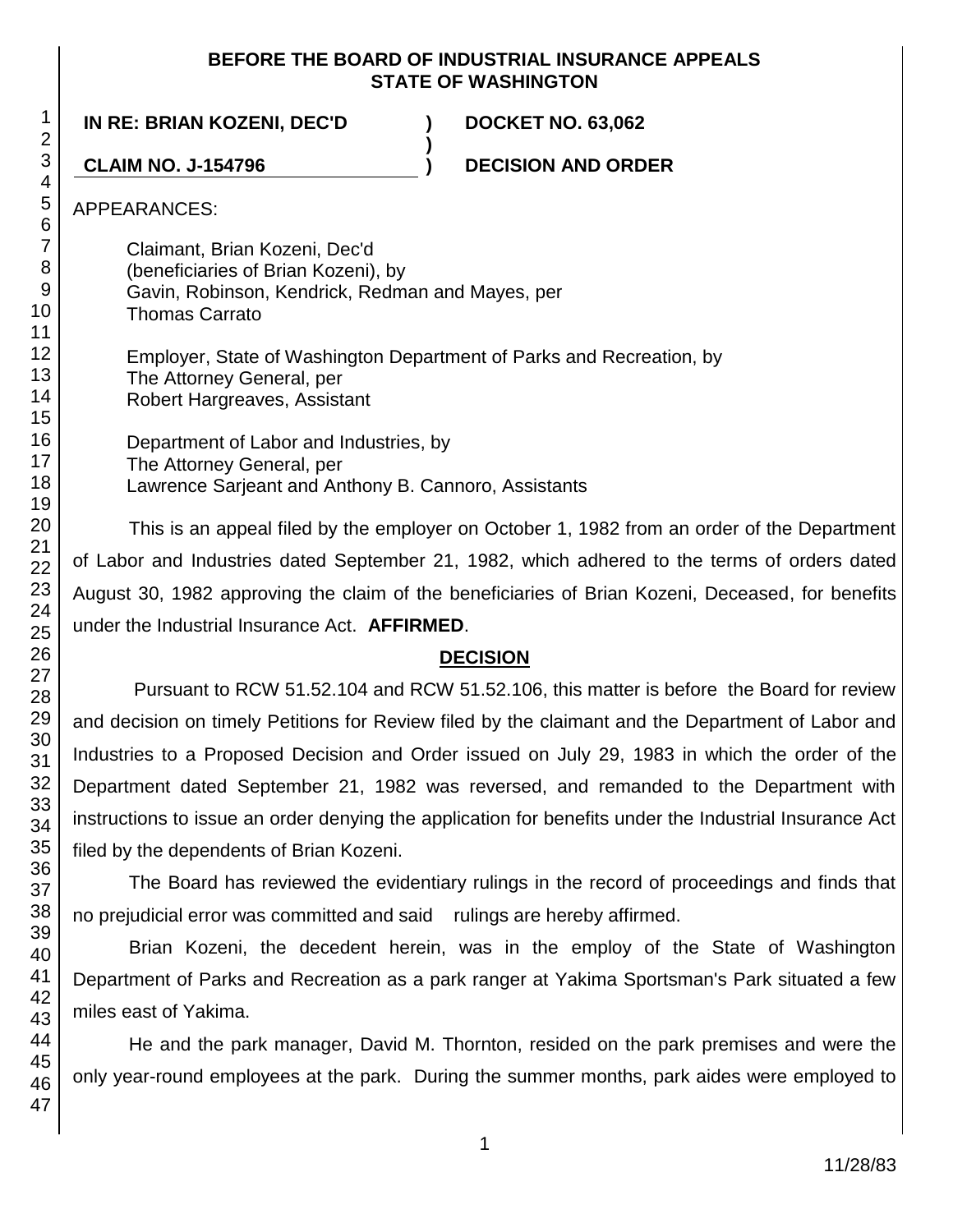**BEFORE THE BOARD OF INDUSTRIAL INSURANCE APPEALS**
**STATE OF WASHINGTON**

| | | |
|---|---|---|
| **IN RE: BRIAN KOZENI, DEC'D** | **)** | **DOCKET NO. 63,062** |
| | **)** | |
| **CLAIM NO. J-154796** | **)** | **DECISION AND ORDER** |

APPEARANCES:

Claimant, Brian Kozeni, Dec'd
(beneficiaries of Brian Kozeni), by
Gavin, Robinson, Kendrick, Redman and Mayes, per
Thomas Carrato

Employer, State of Washington Department of Parks and Recreation, by
The Attorney General, per
Robert Hargreaves, Assistant

Department of Labor and Industries, by
The Attorney General, per
Lawrence Sarjeant and Anthony B. Cannoro, Assistants

This is an appeal filed by the employer on October 1, 1982 from an order of the Department of Labor and Industries dated September 21, 1982, which adhered to the terms of orders dated August 30, 1982 approving the claim of the beneficiaries of Brian Kozeni, Deceased, for benefits under the Industrial Insurance Act. **AFFIRMED**.

## DECISION

Pursuant to RCW 51.52.104 and RCW 51.52.106, this matter is before the Board for review and decision on timely Petitions for Review filed by the claimant and the Department of Labor and Industries to a Proposed Decision and Order issued on July 29, 1983 in which the order of the Department dated September 21, 1982 was reversed, and remanded to the Department with instructions to issue an order denying the application for benefits under the Industrial Insurance Act filed by the dependents of Brian Kozeni.

The Board has reviewed the evidentiary rulings in the record of proceedings and finds that no prejudicial error was committed and said rulings are hereby affirmed.

Brian Kozeni, the decedent herein, was in the employ of the State of Washington Department of Parks and Recreation as a park ranger at Yakima Sportsman's Park situated a few miles east of Yakima.

He and the park manager, David M. Thornton, resided on the park premises and were the only year-round employees at the park. During the summer months, park aides were employed to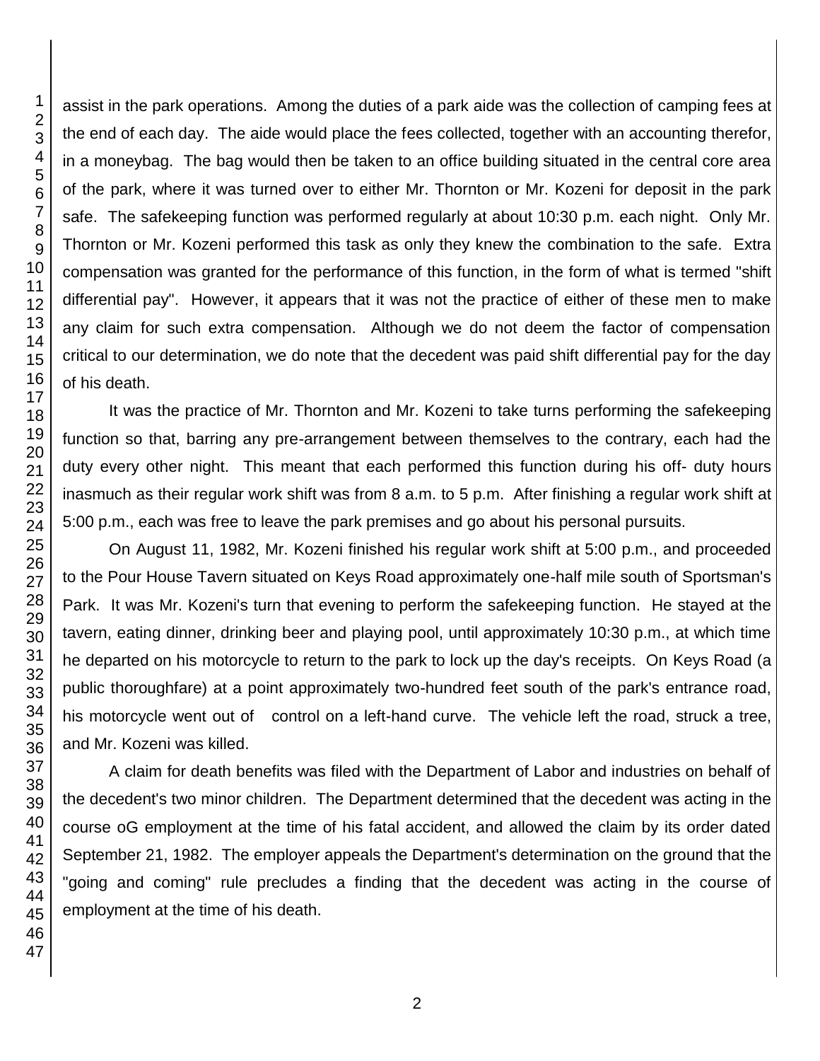assist in the park operations. Among the duties of a park aide was the collection of camping fees at the end of each day. The aide would place the fees collected, together with an accounting therefor, in a moneybag. The bag would then be taken to an office building situated in the central core area of the park, where it was turned over to either Mr. Thornton or Mr. Kozeni for deposit in the park safe. The safekeeping function was performed regularly at about 10:30 p.m. each night. Only Mr. Thornton or Mr. Kozeni performed this task as only they knew the combination to the safe. Extra compensation was granted for the performance of this function, in the form of what is termed "shift differential pay". However, it appears that it was not the practice of either of these men to make any claim for such extra compensation. Although we do not deem the factor of compensation critical to our determination, we do note that the decedent was paid shift differential pay for the day of his death.

It was the practice of Mr. Thornton and Mr. Kozeni to take turns performing the safekeeping function so that, barring any pre-arrangement between themselves to the contrary, each had the duty every other night. This meant that each performed this function during his off- duty hours inasmuch as their regular work shift was from 8 a.m. to 5 p.m. After finishing a regular work shift at 5:00 p.m., each was free to leave the park premises and go about his personal pursuits.

On August 11, 1982, Mr. Kozeni finished his regular work shift at 5:00 p.m., and proceeded to the Pour House Tavern situated on Keys Road approximately one-half mile south of Sportsman's Park. It was Mr. Kozeni's turn that evening to perform the safekeeping function. He stayed at the tavern, eating dinner, drinking beer and playing pool, until approximately 10:30 p.m., at which time he departed on his motorcycle to return to the park to lock up the day's receipts. On Keys Road (a public thoroughfare) at a point approximately two-hundred feet south of the park's entrance road, his motorcycle went out of control on a left-hand curve. The vehicle left the road, struck a tree, and Mr. Kozeni was killed.

A claim for death benefits was filed with the Department of Labor and industries on behalf of the decedent's two minor children. The Department determined that the decedent was acting in the course oG employment at the time of his fatal accident, and allowed the claim by its order dated September 21, 1982. The employer appeals the Department's determination on the ground that the "going and coming" rule precludes a finding that the decedent was acting in the course of employment at the time of his death.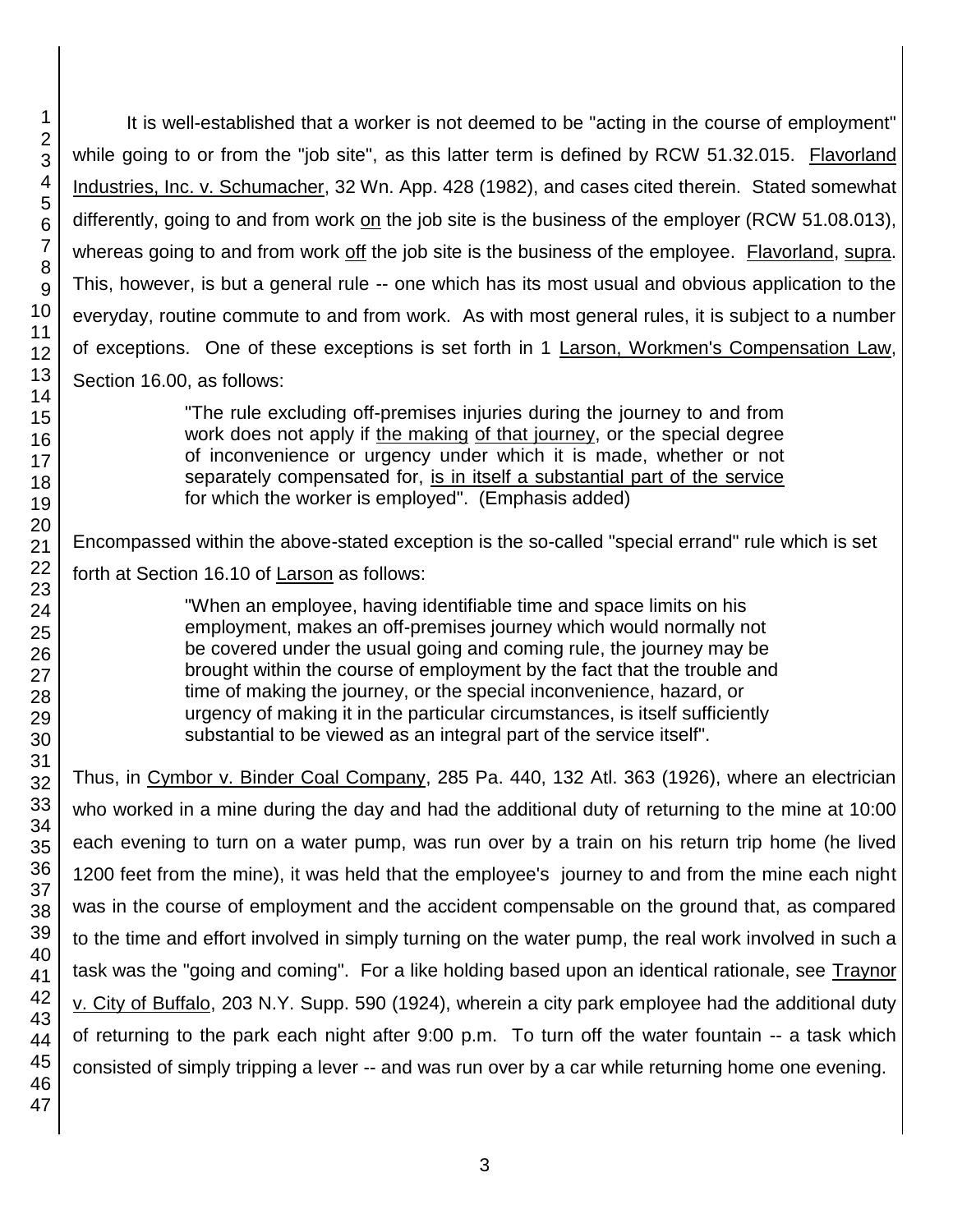It is well-established that a worker is not deemed to be "acting in the course of employment" while going to or from the "job site", as this latter term is defined by RCW 51.32.015. Flavorland Industries, Inc. v. Schumacher, 32 Wn. App. 428 (1982), and cases cited therein. Stated somewhat differently, going to and from work *on* the job site is the business of the employer (RCW 51.08.013), whereas going to and from work *off* the job site is the business of the employee. Flavorland, supra. This, however, is but a general rule -- one which has its most usual and obvious application to the everyday, routine commute to and from work. As with most general rules, it is subject to a number of exceptions. One of these exceptions is set forth in 1 Larson, Workmen's Compensation Law, Section 16.00, as follows:

> "The rule excluding off-premises injuries during the journey to and from work does not apply if *the making of that journey*, or the special degree of inconvenience or urgency under which it is made, whether or not separately compensated for, *is in itself a substantial part of the service* for which the worker is employed". (Emphasis added)

Encompassed within the above-stated exception is the so-called "special errand" rule which is set forth at Section 16.10 of Larson as follows:

> "When an employee, having identifiable time and space limits on his employment, makes an off-premises journey which would normally not be covered under the usual going and coming rule, the journey may be brought within the course of employment by the fact that the trouble and time of making the journey, or the special inconvenience, hazard, or urgency of making it in the particular circumstances, is itself sufficiently substantial to be viewed as an integral part of the service itself".

Thus, in Cymbor v. Binder Coal Company, 285 Pa. 440, 132 Atl. 363 (1926), where an electrician who worked in a mine during the day and had the additional duty of returning to the mine at 10:00 each evening to turn on a water pump, was run over by a train on his return trip home (he lived 1200 feet from the mine), it was held that the employee's journey to and from the mine each night was in the course of employment and the accident compensable on the ground that, as compared to the time and effort involved in simply turning on the water pump, the real work involved in such a task was the "going and coming". For a like holding based upon an identical rationale, see Traynor v. City of Buffalo, 203 N.Y. Supp. 590 (1924), wherein a city park employee had the additional duty of returning to the park each night after 9:00 p.m. To turn off the water fountain -- a task which consisted of simply tripping a lever -- and was run over by a car while returning home one evening.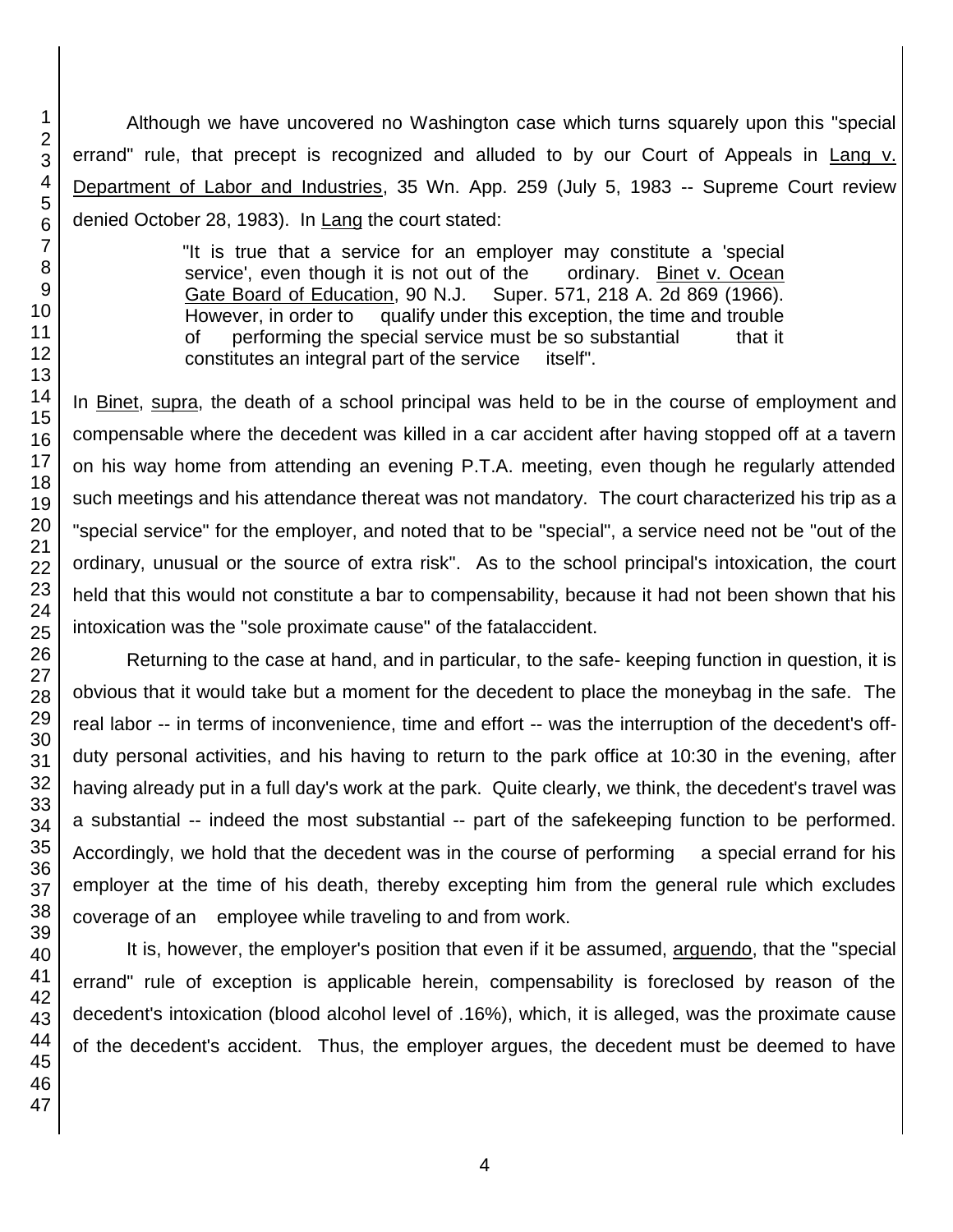Although we have uncovered no Washington case which turns squarely upon this "special errand" rule, that precept is recognized and alluded to by our Court of Appeals in Lang v. Department of Labor and Industries, 35 Wn. App. 259 (July 5, 1983 -- Supreme Court review denied October 28, 1983). In Lang the court stated:

> "It is true that a service for an employer may constitute a 'special service', even though it is not out of the ordinary. Binet v. Ocean Gate Board of Education, 90 N.J. Super. 571, 218 A. 2d 869 (1966). However, in order to qualify under this exception, the time and trouble of performing the special service must be so substantial that it constitutes an integral part of the service itself".

In Binet, supra, the death of a school principal was held to be in the course of employment and compensable where the decedent was killed in a car accident after having stopped off at a tavern on his way home from attending an evening P.T.A. meeting, even though he regularly attended such meetings and his attendance thereat was not mandatory. The court characterized his trip as a "special service" for the employer, and noted that to be "special", a service need not be "out of the ordinary, unusual or the source of extra risk". As to the school principal's intoxication, the court held that this would not constitute a bar to compensability, because it had not been shown that his intoxication was the "sole proximate cause" of the fatalaccident.

Returning to the case at hand, and in particular, to the safe- keeping function in question, it is obvious that it would take but a moment for the decedent to place the moneybag in the safe. The real labor -- in terms of inconvenience, time and effort -- was the interruption of the decedent's off-duty personal activities, and his having to return to the park office at 10:30 in the evening, after having already put in a full day's work at the park. Quite clearly, we think, the decedent's travel was a substantial -- indeed the most substantial -- part of the safekeeping function to be performed. Accordingly, we hold that the decedent was in the course of performing a special errand for his employer at the time of his death, thereby excepting him from the general rule which excludes coverage of an employee while traveling to and from work.

It is, however, the employer's position that even if it be assumed, arguendo, that the "special errand" rule of exception is applicable herein, compensability is foreclosed by reason of the decedent's intoxication (blood alcohol level of .16%), which, it is alleged, was the proximate cause of the decedent's accident. Thus, the employer argues, the decedent must be deemed to have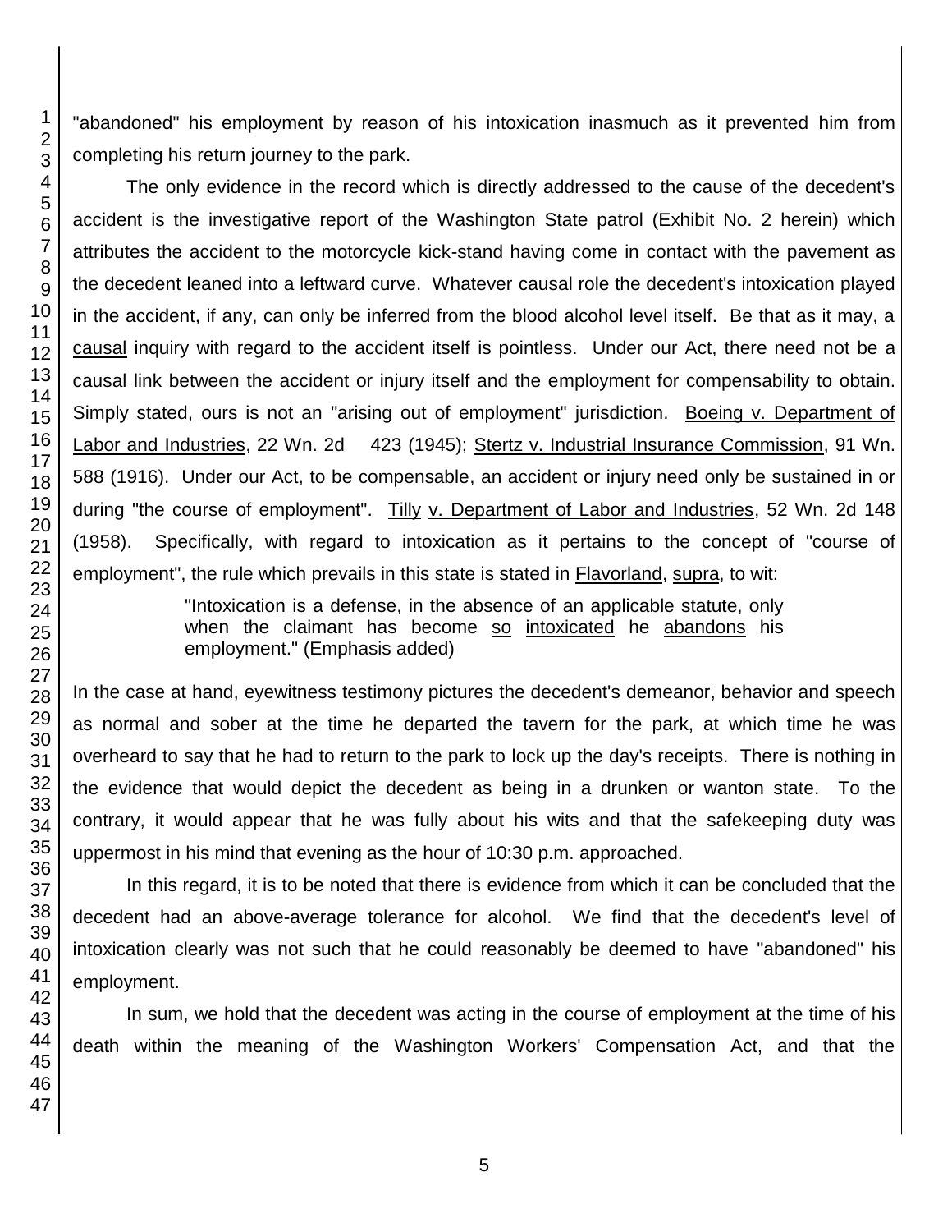"abandoned" his employment by reason of his intoxication inasmuch as it prevented him from completing his return journey to the park.

The only evidence in the record which is directly addressed to the cause of the decedent's accident is the investigative report of the Washington State patrol (Exhibit No. 2 herein) which attributes the accident to the motorcycle kick-stand having come in contact with the pavement as the decedent leaned into a leftward curve. Whatever causal role the decedent's intoxication played in the accident, if any, can only be inferred from the blood alcohol level itself. Be that as it may, a causal inquiry with regard to the accident itself is pointless. Under our Act, there need not be a causal link between the accident or injury itself and the employment for compensability to obtain. Simply stated, ours is not an "arising out of employment" jurisdiction. Boeing v. Department of Labor and Industries, 22 Wn. 2d 423 (1945); Stertz v. Industrial Insurance Commission, 91 Wn. 588 (1916). Under our Act, to be compensable, an accident or injury need only be sustained in or during "the course of employment". Tilly v. Department of Labor and Industries, 52 Wn. 2d 148 (1958). Specifically, with regard to intoxication as it pertains to the concept of "course of employment", the rule which prevails in this state is stated in Flavorland, supra, to wit:

> "Intoxication is a defense, in the absence of an applicable statute, only when the claimant has become so intoxicated he abandons his employment." (Emphasis added)

In the case at hand, eyewitness testimony pictures the decedent's demeanor, behavior and speech as normal and sober at the time he departed the tavern for the park, at which time he was overheard to say that he had to return to the park to lock up the day's receipts. There is nothing in the evidence that would depict the decedent as being in a drunken or wanton state. To the contrary, it would appear that he was fully about his wits and that the safekeeping duty was uppermost in his mind that evening as the hour of 10:30 p.m. approached.

In this regard, it is to be noted that there is evidence from which it can be concluded that the decedent had an above-average tolerance for alcohol. We find that the decedent's level of intoxication clearly was not such that he could reasonably be deemed to have "abandoned" his employment.

In sum, we hold that the decedent was acting in the course of employment at the time of his death within the meaning of the Washington Workers' Compensation Act, and that the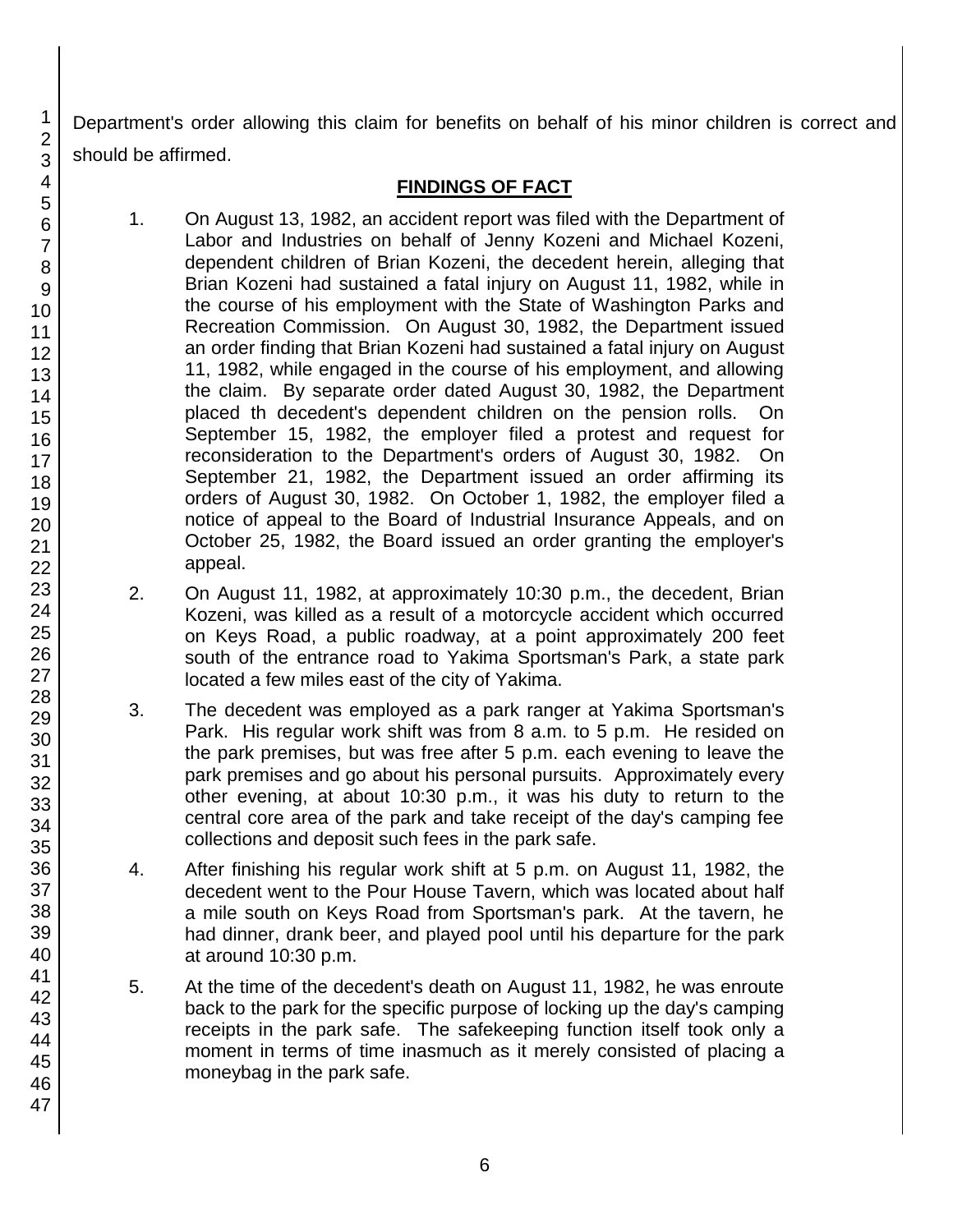Department's order allowing this claim for benefits on behalf of his minor children is correct and should be affirmed.

## FINDINGS OF FACT

1. On August 13, 1982, an accident report was filed with the Department of Labor and Industries on behalf of Jenny Kozeni and Michael Kozeni, dependent children of Brian Kozeni, the decedent herein, alleging that Brian Kozeni had sustained a fatal injury on August 11, 1982, while in the course of his employment with the State of Washington Parks and Recreation Commission. On August 30, 1982, the Department issued an order finding that Brian Kozeni had sustained a fatal injury on August 11, 1982, while engaged in the course of his employment, and allowing the claim. By separate order dated August 30, 1982, the Department placed th decedent's dependent children on the pension rolls. On September 15, 1982, the employer filed a protest and request for reconsideration to the Department's orders of August 30, 1982. On September 21, 1982, the Department issued an order affirming its orders of August 30, 1982. On October 1, 1982, the employer filed a notice of appeal to the Board of Industrial Insurance Appeals, and on October 25, 1982, the Board issued an order granting the employer's appeal.

2. On August 11, 1982, at approximately 10:30 p.m., the decedent, Brian Kozeni, was killed as a result of a motorcycle accident which occurred on Keys Road, a public roadway, at a point approximately 200 feet south of the entrance road to Yakima Sportsman's Park, a state park located a few miles east of the city of Yakima.

3. The decedent was employed as a park ranger at Yakima Sportsman's Park. His regular work shift was from 8 a.m. to 5 p.m. He resided on the park premises, but was free after 5 p.m. each evening to leave the park premises and go about his personal pursuits. Approximately every other evening, at about 10:30 p.m., it was his duty to return to the central core area of the park and take receipt of the day's camping fee collections and deposit such fees in the park safe.

4. After finishing his regular work shift at 5 p.m. on August 11, 1982, the decedent went to the Pour House Tavern, which was located about half a mile south on Keys Road from Sportsman's park. At the tavern, he had dinner, drank beer, and played pool until his departure for the park at around 10:30 p.m.

5. At the time of the decedent's death on August 11, 1982, he was enroute back to the park for the specific purpose of locking up the day's camping receipts in the park safe. The safekeeping function itself took only a moment in terms of time inasmuch as it merely consisted of placing a moneybag in the park safe.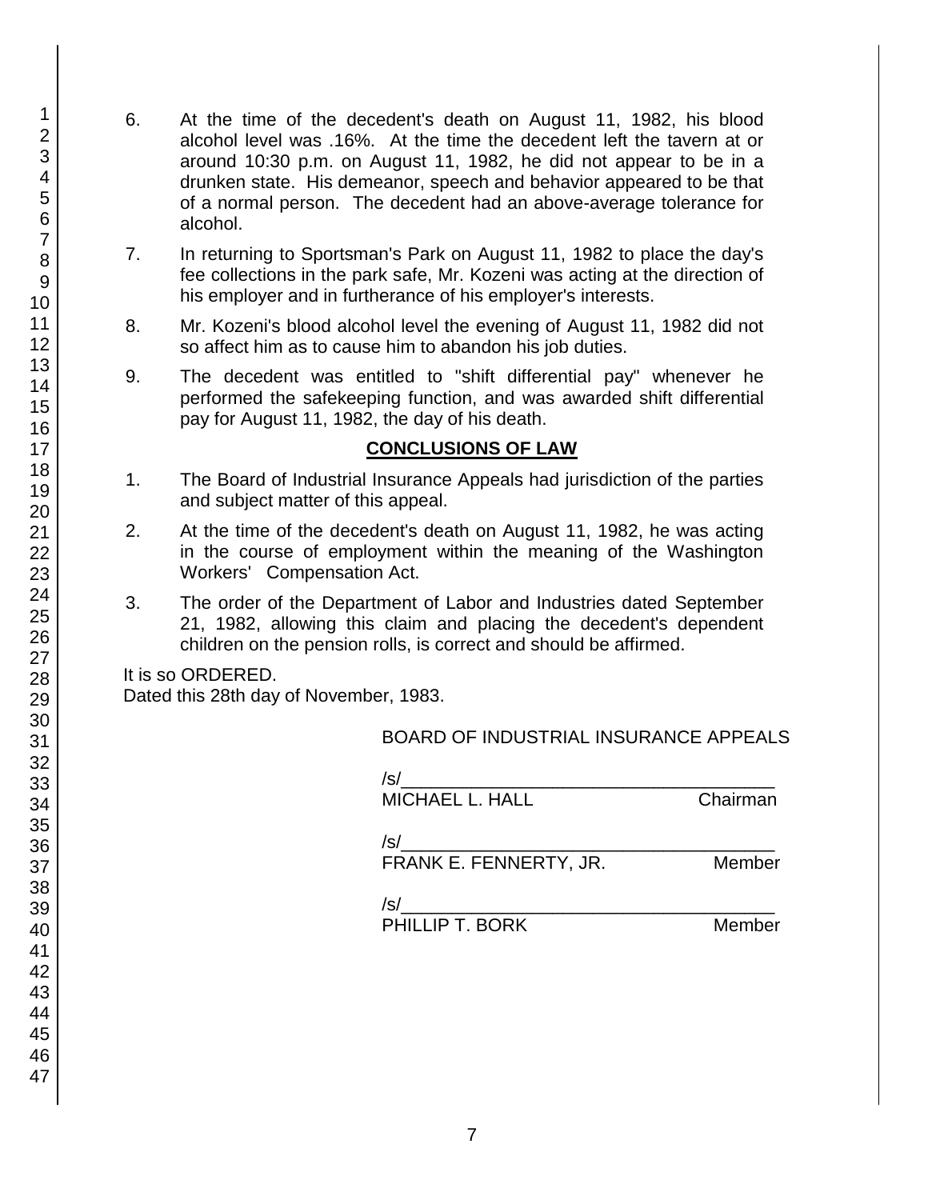6. At the time of the decedent's death on August 11, 1982, his blood alcohol level was .16%. At the time the decedent left the tavern at or around 10:30 p.m. on August 11, 1982, he did not appear to be in a drunken state. His demeanor, speech and behavior appeared to be that of a normal person. The decedent had an above-average tolerance for alcohol.

7. In returning to Sportsman's Park on August 11, 1982 to place the day's fee collections in the park safe, Mr. Kozeni was acting at the direction of his employer and in furtherance of his employer's interests.

8. Mr. Kozeni's blood alcohol level the evening of August 11, 1982 did not so affect him as to cause him to abandon his job duties.

9. The decedent was entitled to "shift differential pay" whenever he performed the safekeeping function, and was awarded shift differential pay for August 11, 1982, the day of his death.

## CONCLUSIONS OF LAW

1. The Board of Industrial Insurance Appeals had jurisdiction of the parties and subject matter of this appeal.

2. At the time of the decedent's death on August 11, 1982, he was acting in the course of employment within the meaning of the Washington Workers' Compensation Act.

3. The order of the Department of Labor and Industries dated September 21, 1982, allowing this claim and placing the decedent's dependent children on the pension rolls, is correct and should be affirmed.

It is so ORDERED.

Dated this 28th day of November, 1983.

BOARD OF INDUSTRIAL INSURANCE APPEALS

/s/\_\_\_\_\_\_\_\_\_\_\_\_\_\_\_\_\_\_\_\_\_\_\_\_\_\_\_\_\_\_\_\_\_\_\_\_\_\_
MICHAEL L. HALL Chairman

/s/\_\_\_\_\_\_\_\_\_\_\_\_\_\_\_\_\_\_\_\_\_\_\_\_\_\_\_\_\_\_\_\_\_\_\_\_\_\_
FRANK E. FENNERTY, JR. Member

/s/\_\_\_\_\_\_\_\_\_\_\_\_\_\_\_\_\_\_\_\_\_\_\_\_\_\_\_\_\_\_\_\_\_\_\_\_\_\_
PHILLIP T. BORK Member